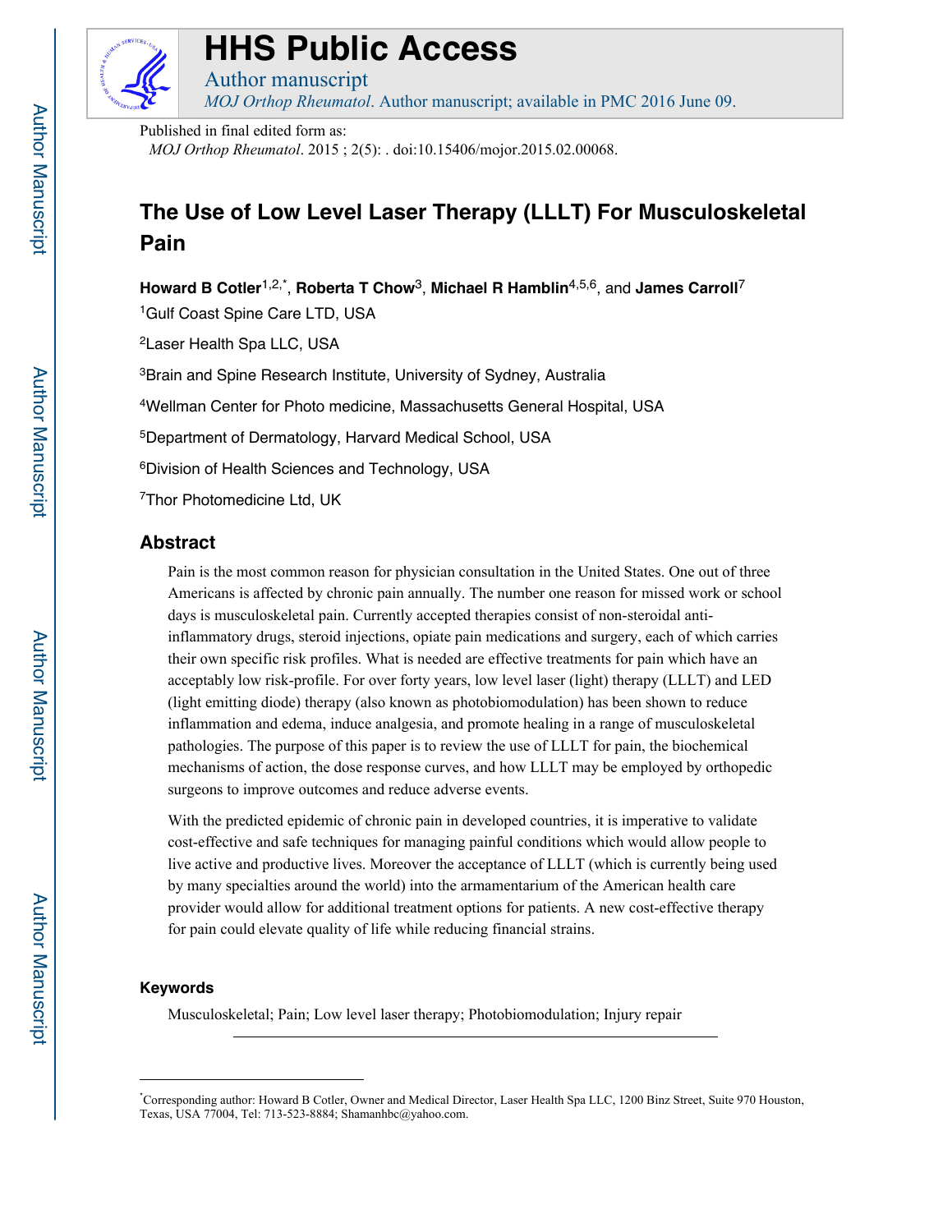# HHS Public Access

Author manuscript

*MOJ Orthop Rheumatol*. Author manuscript; available in PMC 2016 June 09.

Published in final edited form as:

*MOJ Orthop Rheumatol*. 2015 ; 2(5): . doi:10.15406/mojor.2015.02.00068.

# The Use of Low Level Laser Therapy (LLLT) For Musculoskeletal Pain

**Howard B Cotler**[1,2,*], **Roberta T Chow**[3], **Michael R Hamblin**[4,5,6], and **James Carroll**[7]

[1]Gulf Coast Spine Care LTD, USA

[2]Laser Health Spa LLC, USA

[3]Brain and Spine Research Institute, University of Sydney, Australia

[4]Wellman Center for Photo medicine, Massachusetts General Hospital, USA

[5]Department of Dermatology, Harvard Medical School, USA

[6]Division of Health Sciences and Technology, USA

[7]Thor Photomedicine Ltd, UK

## Abstract

Pain is the most common reason for physician consultation in the United States. One out of three Americans is affected by chronic pain annually. The number one reason for missed work or school days is musculoskeletal pain. Currently accepted therapies consist of non-steroidal anti-inflammatory drugs, steroid injections, opiate pain medications and surgery, each of which carries their own specific risk profiles. What is needed are effective treatments for pain which have an acceptably low risk-profile. For over forty years, low level laser (light) therapy (LLLT) and LED (light emitting diode) therapy (also known as photobiomodulation) has been shown to reduce inflammation and edema, induce analgesia, and promote healing in a range of musculoskeletal pathologies. The purpose of this paper is to review the use of LLLT for pain, the biochemical mechanisms of action, the dose response curves, and how LLLT may be employed by orthopedic surgeons to improve outcomes and reduce adverse events.

With the predicted epidemic of chronic pain in developed countries, it is imperative to validate cost-effective and safe techniques for managing painful conditions which would allow people to live active and productive lives. Moreover the acceptance of LLLT (which is currently being used by many specialties around the world) into the armamentarium of the American health care provider would allow for additional treatment options for patients. A new cost-effective therapy for pain could elevate quality of life while reducing financial strains.

### Keywords

Musculoskeletal; Pain; Low level laser therapy; Photobiomodulation; Injury repair

---

*Corresponding author: Howard B Cotler, Owner and Medical Director, Laser Health Spa LLC, 1200 Binz Street, Suite 970 Houston, Texas, USA 77004, Tel: 713-523-8884; Shamanhbc@yahoo.com.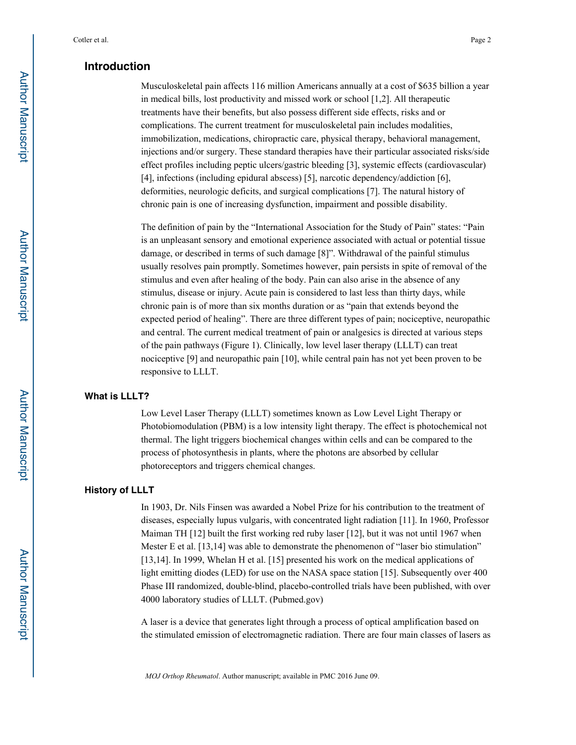## Introduction

Musculoskeletal pain affects 116 million Americans annually at a cost of $635 billion a year in medical bills, lost productivity and missed work or school [1,2]. All therapeutic treatments have their benefits, but also possess different side effects, risks and or complications. The current treatment for musculoskeletal pain includes modalities, immobilization, medications, chiropractic care, physical therapy, behavioral management, injections and/or surgery. These standard therapies have their particular associated risks/side effect profiles including peptic ulcers/gastric bleeding [3], systemic effects (cardiovascular) [4], infections (including epidural abscess) [5], narcotic dependency/addiction [6], deformities, neurologic deficits, and surgical complications [7]. The natural history of chronic pain is one of increasing dysfunction, impairment and possible disability.

The definition of pain by the "International Association for the Study of Pain" states: "Pain is an unpleasant sensory and emotional experience associated with actual or potential tissue damage, or described in terms of such damage [8]". Withdrawal of the painful stimulus usually resolves pain promptly. Sometimes however, pain persists in spite of removal of the stimulus and even after healing of the body. Pain can also arise in the absence of any stimulus, disease or injury. Acute pain is considered to last less than thirty days, while chronic pain is of more than six months duration or as "pain that extends beyond the expected period of healing". There are three different types of pain; nociceptive, neuropathic and central. The current medical treatment of pain or analgesics is directed at various steps of the pain pathways (Figure 1). Clinically, low level laser therapy (LLLT) can treat nociceptive [9] and neuropathic pain [10], while central pain has not yet been proven to be responsive to LLLT.

### What is LLLT?

Low Level Laser Therapy (LLLT) sometimes known as Low Level Light Therapy or Photobiomodulation (PBM) is a low intensity light therapy. The effect is photochemical not thermal. The light triggers biochemical changes within cells and can be compared to the process of photosynthesis in plants, where the photons are absorbed by cellular photoreceptors and triggers chemical changes.

### History of LLLT

In 1903, Dr. Nils Finsen was awarded a Nobel Prize for his contribution to the treatment of diseases, especially lupus vulgaris, with concentrated light radiation [11]. In 1960, Professor Maiman TH [12] built the first working red ruby laser [12], but it was not until 1967 when Mester E et al. [13,14] was able to demonstrate the phenomenon of "laser bio stimulation" [13,14]. In 1999, Whelan H et al. [15] presented his work on the medical applications of light emitting diodes (LED) for use on the NASA space station [15]. Subsequently over 400 Phase III randomized, double-blind, placebo-controlled trials have been published, with over 4000 laboratory studies of LLLT. (Pubmed.gov)

A laser is a device that generates light through a process of optical amplification based on the stimulated emission of electromagnetic radiation. There are four main classes of lasers as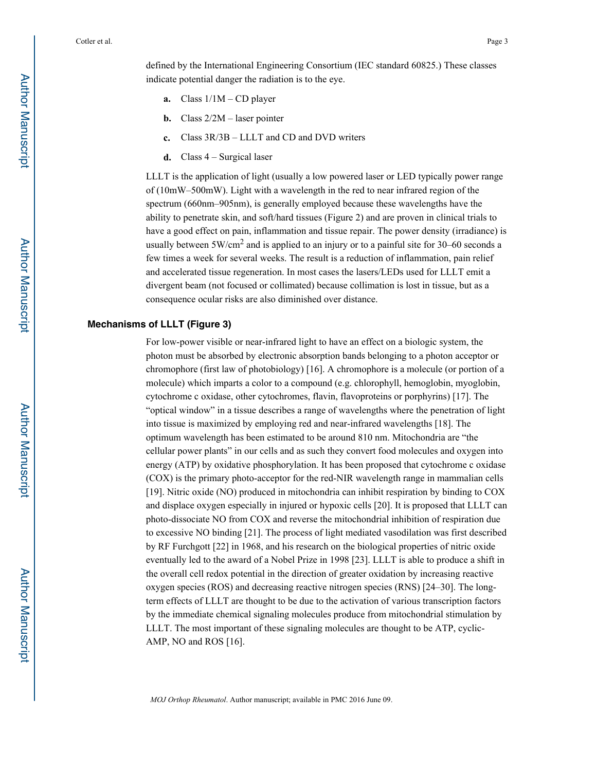defined by the International Engineering Consortium (IEC standard 60825.) These classes indicate potential danger the radiation is to the eye.

a. Class 1/1M – CD player

b. Class 2/2M – laser pointer

c. Class 3R/3B – LLLT and CD and DVD writers

d. Class 4 – Surgical laser

LLLT is the application of light (usually a low powered laser or LED typically power range of (10mW–500mW). Light with a wavelength in the red to near infrared region of the spectrum (660nm–905nm), is generally employed because these wavelengths have the ability to penetrate skin, and soft/hard tissues (Figure 2) and are proven in clinical trials to have a good effect on pain, inflammation and tissue repair. The power density (irradiance) is usually between 5W/cm$^2$ and is applied to an injury or to a painful site for 30–60 seconds a few times a week for several weeks. The result is a reduction of inflammation, pain relief and accelerated tissue regeneration. In most cases the lasers/LEDs used for LLLT emit a divergent beam (not focused or collimated) because collimation is lost in tissue, but as a consequence ocular risks are also diminished over distance.

## Mechanisms of LLLT (Figure 3)

For low-power visible or near-infrared light to have an effect on a biologic system, the photon must be absorbed by electronic absorption bands belonging to a photon acceptor or chromophore (first law of photobiology) [16]. A chromophore is a molecule (or portion of a molecule) which imparts a color to a compound (e.g. chlorophyll, hemoglobin, myoglobin, cytochrome c oxidase, other cytochromes, flavin, flavoproteins or porphyrins) [17]. The "optical window" in a tissue describes a range of wavelengths where the penetration of light into tissue is maximized by employing red and near-infrared wavelengths [18]. The optimum wavelength has been estimated to be around 810 nm. Mitochondria are "the cellular power plants" in our cells and as such they convert food molecules and oxygen into energy (ATP) by oxidative phosphorylation. It has been proposed that cytochrome c oxidase (COX) is the primary photo-acceptor for the red-NIR wavelength range in mammalian cells [19]. Nitric oxide (NO) produced in mitochondria can inhibit respiration by binding to COX and displace oxygen especially in injured or hypoxic cells [20]. It is proposed that LLLT can photo-dissociate NO from COX and reverse the mitochondrial inhibition of respiration due to excessive NO binding [21]. The process of light mediated vasodilation was first described by RF Furchgott [22] in 1968, and his research on the biological properties of nitric oxide eventually led to the award of a Nobel Prize in 1998 [23]. LLLT is able to produce a shift in the overall cell redox potential in the direction of greater oxidation by increasing reactive oxygen species (ROS) and decreasing reactive nitrogen species (RNS) [24–30]. The long-term effects of LLLT are thought to be due to the activation of various transcription factors by the immediate chemical signaling molecules produce from mitochondrial stimulation by LLLT. The most important of these signaling molecules are thought to be ATP, cyclic-AMP, NO and ROS [16].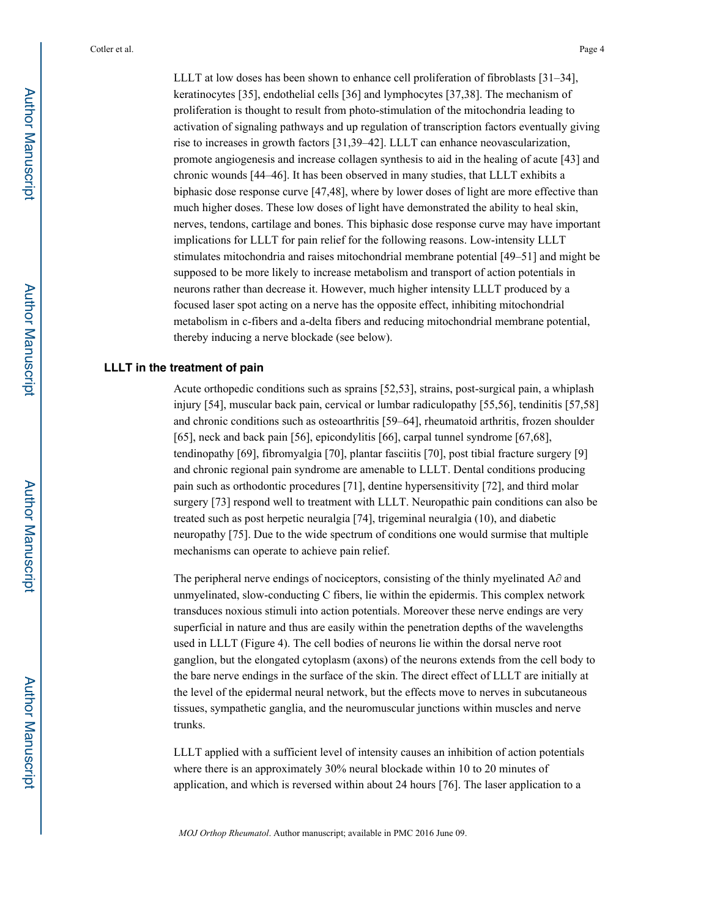LLLT at low doses has been shown to enhance cell proliferation of fibroblasts [31–34], keratinocytes [35], endothelial cells [36] and lymphocytes [37,38]. The mechanism of proliferation is thought to result from photo-stimulation of the mitochondria leading to activation of signaling pathways and up regulation of transcription factors eventually giving rise to increases in growth factors [31,39–42]. LLLT can enhance neovascularization, promote angiogenesis and increase collagen synthesis to aid in the healing of acute [43] and chronic wounds [44–46]. It has been observed in many studies, that LLLT exhibits a biphasic dose response curve [47,48], where by lower doses of light are more effective than much higher doses. These low doses of light have demonstrated the ability to heal skin, nerves, tendons, cartilage and bones. This biphasic dose response curve may have important implications for LLLT for pain relief for the following reasons. Low-intensity LLLT stimulates mitochondria and raises mitochondrial membrane potential [49–51] and might be supposed to be more likely to increase metabolism and transport of action potentials in neurons rather than decrease it. However, much higher intensity LLLT produced by a focused laser spot acting on a nerve has the opposite effect, inhibiting mitochondrial metabolism in c-fibers and a-delta fibers and reducing mitochondrial membrane potential, thereby inducing a nerve blockade (see below).

## LLLT in the treatment of pain

Acute orthopedic conditions such as sprains [52,53], strains, post-surgical pain, a whiplash injury [54], muscular back pain, cervical or lumbar radiculopathy [55,56], tendinitis [57,58] and chronic conditions such as osteoarthritis [59–64], rheumatoid arthritis, frozen shoulder [65], neck and back pain [56], epicondylitis [66], carpal tunnel syndrome [67,68], tendinopathy [69], fibromyalgia [70], plantar fasciitis [70], post tibial fracture surgery [9] and chronic regional pain syndrome are amenable to LLLT. Dental conditions producing pain such as orthodontic procedures [71], dentine hypersensitivity [72], and third molar surgery [73] respond well to treatment with LLLT. Neuropathic pain conditions can also be treated such as post herpetic neuralgia [74], trigeminal neuralgia (10), and diabetic neuropathy [75]. Due to the wide spectrum of conditions one would surmise that multiple mechanisms can operate to achieve pain relief.

The peripheral nerve endings of nociceptors, consisting of the thinly myelinated A∂ and unmyelinated, slow-conducting C fibers, lie within the epidermis. This complex network transduces noxious stimuli into action potentials. Moreover these nerve endings are very superficial in nature and thus are easily within the penetration depths of the wavelengths used in LLLT (Figure 4). The cell bodies of neurons lie within the dorsal nerve root ganglion, but the elongated cytoplasm (axons) of the neurons extends from the cell body to the bare nerve endings in the surface of the skin. The direct effect of LLLT are initially at the level of the epidermal neural network, but the effects move to nerves in subcutaneous tissues, sympathetic ganglia, and the neuromuscular junctions within muscles and nerve trunks.

LLLT applied with a sufficient level of intensity causes an inhibition of action potentials where there is an approximately 30% neural blockade within 10 to 20 minutes of application, and which is reversed within about 24 hours [76]. The laser application to a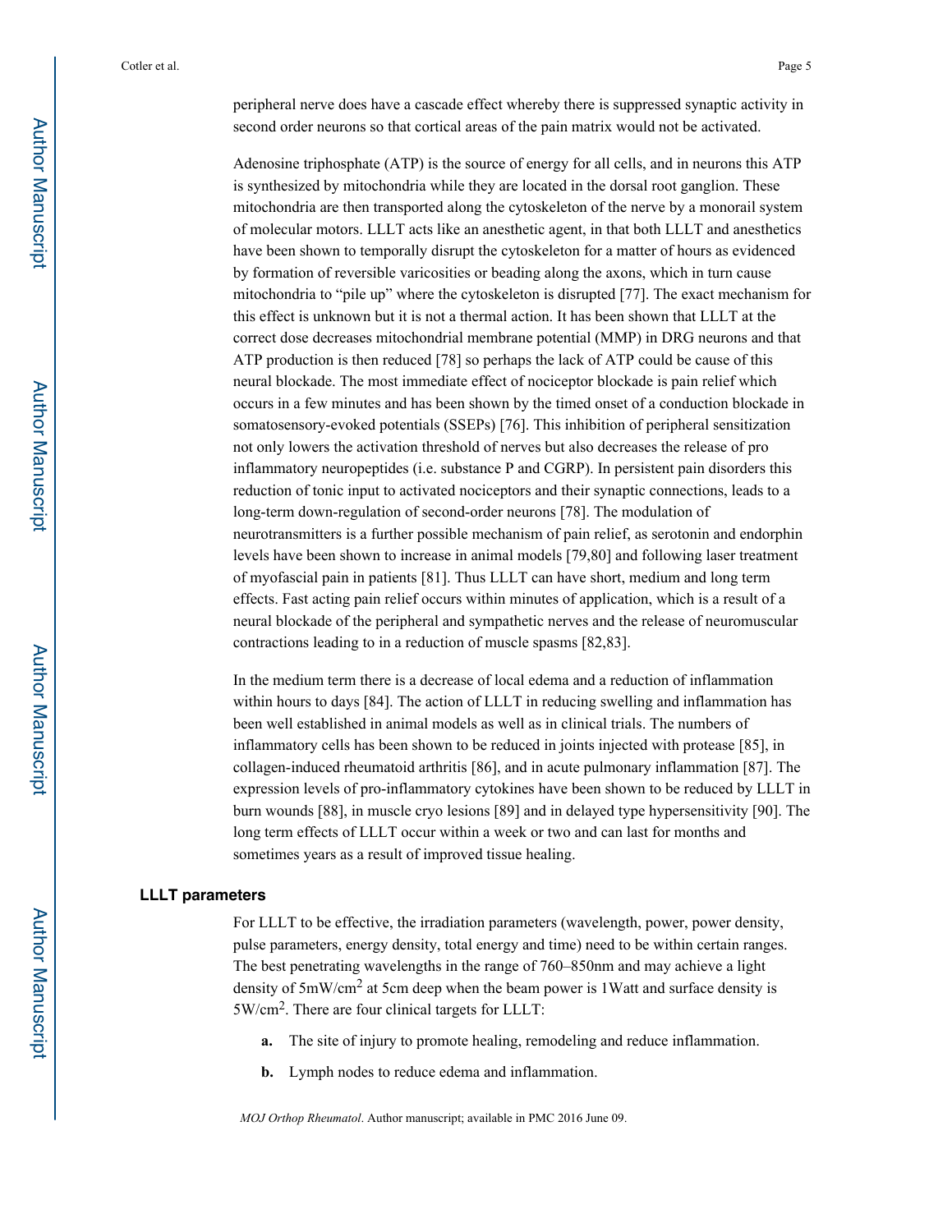peripheral nerve does have a cascade effect whereby there is suppressed synaptic activity in second order neurons so that cortical areas of the pain matrix would not be activated.

Adenosine triphosphate (ATP) is the source of energy for all cells, and in neurons this ATP is synthesized by mitochondria while they are located in the dorsal root ganglion. These mitochondria are then transported along the cytoskeleton of the nerve by a monorail system of molecular motors. LLLT acts like an anesthetic agent, in that both LLLT and anesthetics have been shown to temporally disrupt the cytoskeleton for a matter of hours as evidenced by formation of reversible varicosities or beading along the axons, which in turn cause mitochondria to "pile up" where the cytoskeleton is disrupted [77]. The exact mechanism for this effect is unknown but it is not a thermal action. It has been shown that LLLT at the correct dose decreases mitochondrial membrane potential (MMP) in DRG neurons and that ATP production is then reduced [78] so perhaps the lack of ATP could be cause of this neural blockade. The most immediate effect of nociceptor blockade is pain relief which occurs in a few minutes and has been shown by the timed onset of a conduction blockade in somatosensory-evoked potentials (SSEPs) [76]. This inhibition of peripheral sensitization not only lowers the activation threshold of nerves but also decreases the release of pro inflammatory neuropeptides (i.e. substance P and CGRP). In persistent pain disorders this reduction of tonic input to activated nociceptors and their synaptic connections, leads to a long-term down-regulation of second-order neurons [78]. The modulation of neurotransmitters is a further possible mechanism of pain relief, as serotonin and endorphin levels have been shown to increase in animal models [79,80] and following laser treatment of myofascial pain in patients [81]. Thus LLLT can have short, medium and long term effects. Fast acting pain relief occurs within minutes of application, which is a result of a neural blockade of the peripheral and sympathetic nerves and the release of neuromuscular contractions leading to in a reduction of muscle spasms [82,83].

In the medium term there is a decrease of local edema and a reduction of inflammation within hours to days [84]. The action of LLLT in reducing swelling and inflammation has been well established in animal models as well as in clinical trials. The numbers of inflammatory cells has been shown to be reduced in joints injected with protease [85], in collagen-induced rheumatoid arthritis [86], and in acute pulmonary inflammation [87]. The expression levels of pro-inflammatory cytokines have been shown to be reduced by LLLT in burn wounds [88], in muscle cryo lesions [89] and in delayed type hypersensitivity [90]. The long term effects of LLLT occur within a week or two and can last for months and sometimes years as a result of improved tissue healing.

## LLLT parameters

For LLLT to be effective, the irradiation parameters (wavelength, power, power density, pulse parameters, energy density, total energy and time) need to be within certain ranges. The best penetrating wavelengths in the range of 760–850nm and may achieve a light density of 5mW/cm$^2$ at 5cm deep when the beam power is 1Watt and surface density is 5W/cm$^2$. There are four clinical targets for LLLT:

- **a.** The site of injury to promote healing, remodeling and reduce inflammation.
- **b.** Lymph nodes to reduce edema and inflammation.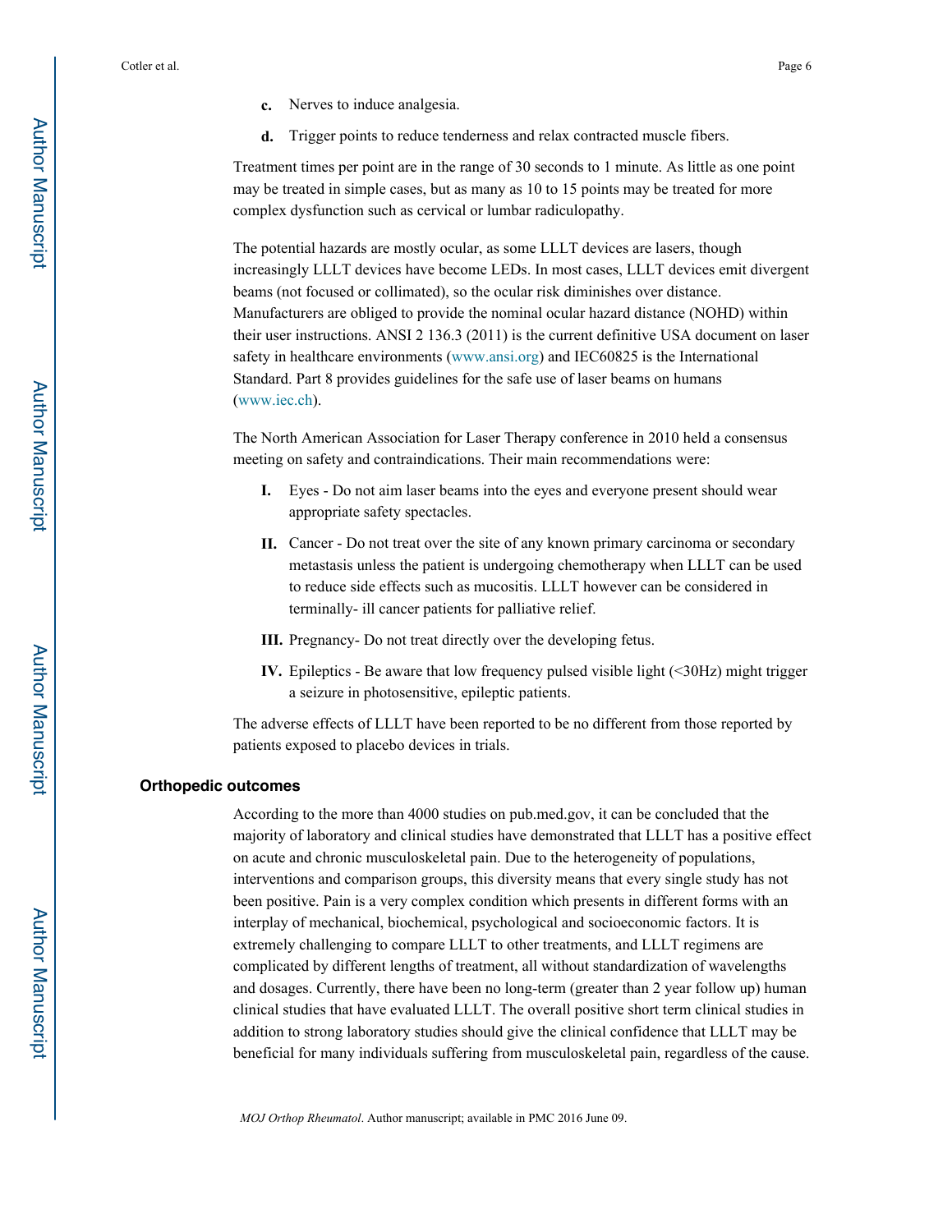c. Nerves to induce analgesia.

d. Trigger points to reduce tenderness and relax contracted muscle fibers.

Treatment times per point are in the range of 30 seconds to 1 minute. As little as one point may be treated in simple cases, but as many as 10 to 15 points may be treated for more complex dysfunction such as cervical or lumbar radiculopathy.

The potential hazards are mostly ocular, as some LLLT devices are lasers, though increasingly LLLT devices have become LEDs. In most cases, LLLT devices emit divergent beams (not focused or collimated), so the ocular risk diminishes over distance. Manufacturers are obliged to provide the nominal ocular hazard distance (NOHD) within their user instructions. ANSI 2 136.3 (2011) is the current definitive USA document on laser safety in healthcare environments (www.ansi.org) and IEC60825 is the International Standard. Part 8 provides guidelines for the safe use of laser beams on humans (www.iec.ch).

The North American Association for Laser Therapy conference in 2010 held a consensus meeting on safety and contraindications. Their main recommendations were:

I. Eyes - Do not aim laser beams into the eyes and everyone present should wear appropriate safety spectacles.

II. Cancer - Do not treat over the site of any known primary carcinoma or secondary metastasis unless the patient is undergoing chemotherapy when LLLT can be used to reduce side effects such as mucositis. LLLT however can be considered in terminally- ill cancer patients for palliative relief.

III. Pregnancy- Do not treat directly over the developing fetus.

IV. Epileptics - Be aware that low frequency pulsed visible light (<30Hz) might trigger a seizure in photosensitive, epileptic patients.

The adverse effects of LLLT have been reported to be no different from those reported by patients exposed to placebo devices in trials.

## Orthopedic outcomes

According to the more than 4000 studies on pub.med.gov, it can be concluded that the majority of laboratory and clinical studies have demonstrated that LLLT has a positive effect on acute and chronic musculoskeletal pain. Due to the heterogeneity of populations, interventions and comparison groups, this diversity means that every single study has not been positive. Pain is a very complex condition which presents in different forms with an interplay of mechanical, biochemical, psychological and socioeconomic factors. It is extremely challenging to compare LLLT to other treatments, and LLLT regimens are complicated by different lengths of treatment, all without standardization of wavelengths and dosages. Currently, there have been no long-term (greater than 2 year follow up) human clinical studies that have evaluated LLLT. The overall positive short term clinical studies in addition to strong laboratory studies should give the clinical confidence that LLLT may be beneficial for many individuals suffering from musculoskeletal pain, regardless of the cause.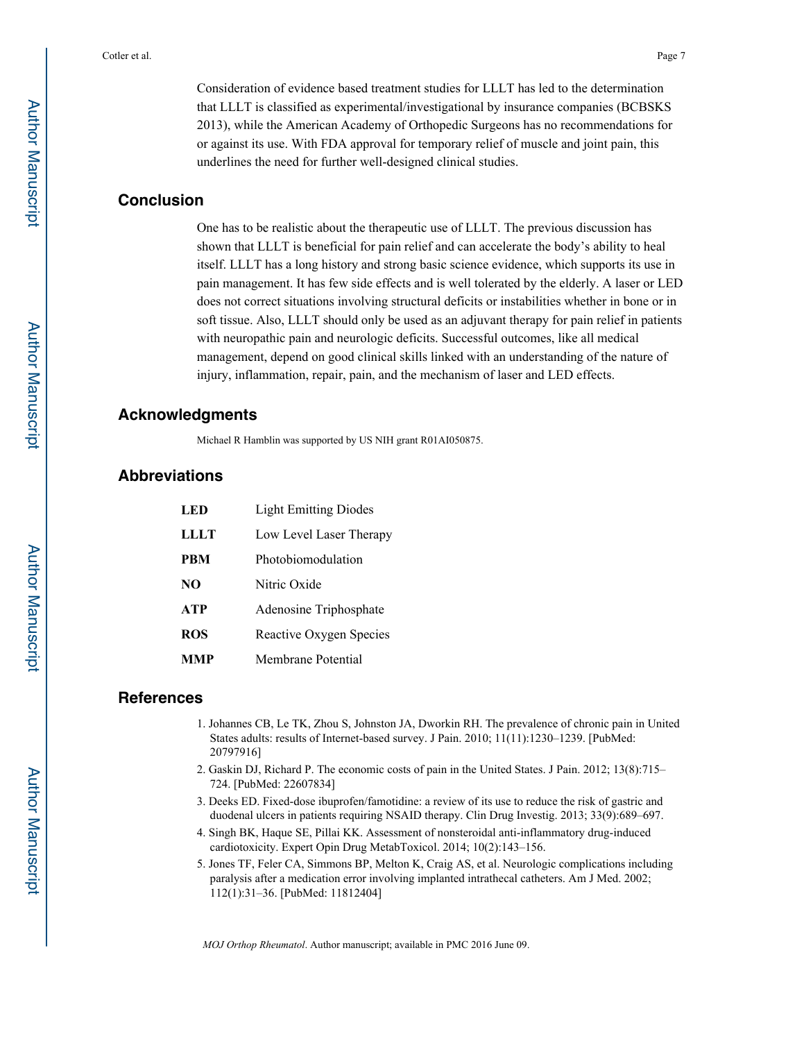Consideration of evidence based treatment studies for LLLT has led to the determination that LLLT is classified as experimental/investigational by insurance companies (BCBSKS 2013), while the American Academy of Orthopedic Surgeons has no recommendations for or against its use. With FDA approval for temporary relief of muscle and joint pain, this underlines the need for further well-designed clinical studies.

## Conclusion

One has to be realistic about the therapeutic use of LLLT. The previous discussion has shown that LLLT is beneficial for pain relief and can accelerate the body's ability to heal itself. LLLT has a long history and strong basic science evidence, which supports its use in pain management. It has few side effects and is well tolerated by the elderly. A laser or LED does not correct situations involving structural deficits or instabilities whether in bone or in soft tissue. Also, LLLT should only be used as an adjuvant therapy for pain relief in patients with neuropathic pain and neurologic deficits. Successful outcomes, like all medical management, depend on good clinical skills linked with an understanding of the nature of injury, inflammation, repair, pain, and the mechanism of laser and LED effects.

## Acknowledgments

Michael R Hamblin was supported by US NIH grant R01AI050875.

## Abbreviations

| | |
|---|---|
| **LED** | Light Emitting Diodes |
| **LLLT** | Low Level Laser Therapy |
| **PBM** | Photobiomodulation |
| **NO** | Nitric Oxide |
| **ATP** | Adenosine Triphosphate |
| **ROS** | Reactive Oxygen Species |
| **MMP** | Membrane Potential |

## References

1. Johannes CB, Le TK, Zhou S, Johnston JA, Dworkin RH. The prevalence of chronic pain in United States adults: results of Internet-based survey. J Pain. 2010; 11(11):1230–1239. [PubMed: 20797916]
2. Gaskin DJ, Richard P. The economic costs of pain in the United States. J Pain. 2012; 13(8):715–724. [PubMed: 22607834]
3. Deeks ED. Fixed-dose ibuprofen/famotidine: a review of its use to reduce the risk of gastric and duodenal ulcers in patients requiring NSAID therapy. Clin Drug Investig. 2013; 33(9):689–697.
4. Singh BK, Haque SE, Pillai KK. Assessment of nonsteroidal anti-inflammatory drug-induced cardiotoxicity. Expert Opin Drug MetabToxicol. 2014; 10(2):143–156.
5. Jones TF, Feler CA, Simmons BP, Melton K, Craig AS, et al. Neurologic complications including paralysis after a medication error involving implanted intrathecal catheters. Am J Med. 2002; 112(1):31–36. [PubMed: 11812404]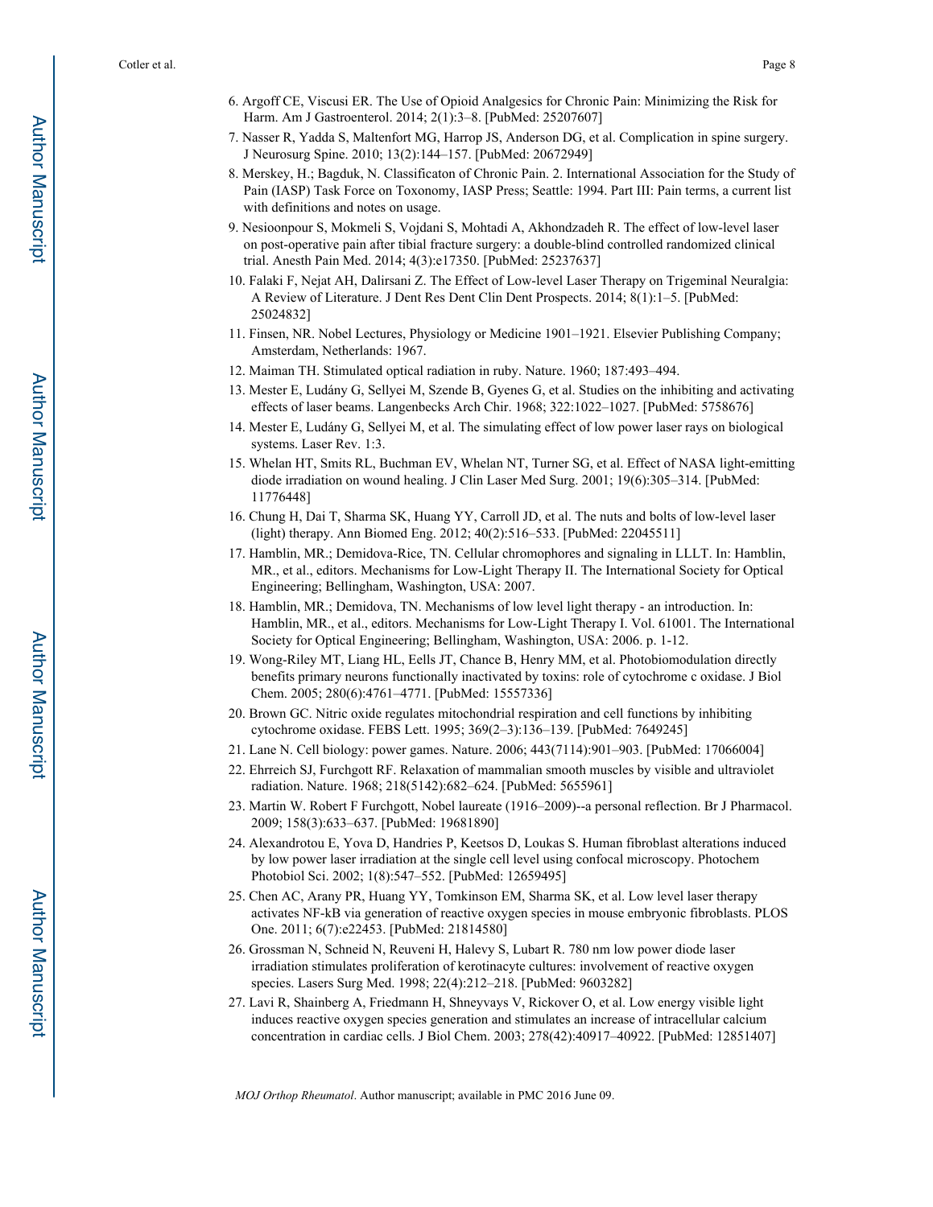6. Argoff CE, Viscusi ER. The Use of Opioid Analgesics for Chronic Pain: Minimizing the Risk for Harm. Am J Gastroenterol. 2014; 2(1):3–8. [PubMed: 25207607]
7. Nasser R, Yadda S, Maltenfort MG, Harrop JS, Anderson DG, et al. Complication in spine surgery. J Neurosurg Spine. 2010; 13(2):144–157. [PubMed: 20672949]
8. Merskey, H.; Bagduk, N. Classificaton of Chronic Pain. 2. International Association for the Study of Pain (IASP) Task Force on Toxonomy, IASP Press; Seattle: 1994. Part III: Pain terms, a current list with definitions and notes on usage.
9. Nesioonpour S, Mokmeli S, Vojdani S, Mohtadi A, Akhondzadeh R. The effect of low-level laser on post-operative pain after tibial fracture surgery: a double-blind controlled randomized clinical trial. Anesth Pain Med. 2014; 4(3):e17350. [PubMed: 25237637]
10. Falaki F, Nejat AH, Dalirsani Z. The Effect of Low-level Laser Therapy on Trigeminal Neuralgia: A Review of Literature. J Dent Res Dent Clin Dent Prospects. 2014; 8(1):1–5. [PubMed: 25024832]
11. Finsen, NR. Nobel Lectures, Physiology or Medicine 1901–1921. Elsevier Publishing Company; Amsterdam, Netherlands: 1967.
12. Maiman TH. Stimulated optical radiation in ruby. Nature. 1960; 187:493–494.
13. Mester E, Ludány G, Sellyei M, Szende B, Gyenes G, et al. Studies on the inhibiting and activating effects of laser beams. Langenbecks Arch Chir. 1968; 322:1022–1027. [PubMed: 5758676]
14. Mester E, Ludány G, Sellyei M, et al. The simulating effect of low power laser rays on biological systems. Laser Rev. 1:3.
15. Whelan HT, Smits RL, Buchman EV, Whelan NT, Turner SG, et al. Effect of NASA light-emitting diode irradiation on wound healing. J Clin Laser Med Surg. 2001; 19(6):305–314. [PubMed: 11776448]
16. Chung H, Dai T, Sharma SK, Huang YY, Carroll JD, et al. The nuts and bolts of low-level laser (light) therapy. Ann Biomed Eng. 2012; 40(2):516–533. [PubMed: 22045511]
17. Hamblin, MR.; Demidova-Rice, TN. Cellular chromophores and signaling in LLLT. In: Hamblin, MR., et al., editors. Mechanisms for Low-Light Therapy II. The International Society for Optical Engineering; Bellingham, Washington, USA: 2007.
18. Hamblin, MR.; Demidova, TN. Mechanisms of low level light therapy - an introduction. In: Hamblin, MR., et al., editors. Mechanisms for Low-Light Therapy I. Vol. 61001. The International Society for Optical Engineering; Bellingham, Washington, USA: 2006. p. 1-12.
19. Wong-Riley MT, Liang HL, Eells JT, Chance B, Henry MM, et al. Photobiomodulation directly benefits primary neurons functionally inactivated by toxins: role of cytochrome c oxidase. J Biol Chem. 2005; 280(6):4761–4771. [PubMed: 15557336]
20. Brown GC. Nitric oxide regulates mitochondrial respiration and cell functions by inhibiting cytochrome oxidase. FEBS Lett. 1995; 369(2–3):136–139. [PubMed: 7649245]
21. Lane N. Cell biology: power games. Nature. 2006; 443(7114):901–903. [PubMed: 17066004]
22. Ehrreich SJ, Furchgott RF. Relaxation of mammalian smooth muscles by visible and ultraviolet radiation. Nature. 1968; 218(5142):682–624. [PubMed: 5655961]
23. Martin W. Robert F Furchgott, Nobel laureate (1916–2009)--a personal reflection. Br J Pharmacol. 2009; 158(3):633–637. [PubMed: 19681890]
24. Alexandrotou E, Yova D, Handries P, Keetsos D, Loukas S. Human fibroblast alterations induced by low power laser irradiation at the single cell level using confocal microscopy. Photochem Photobiol Sci. 2002; 1(8):547–552. [PubMed: 12659495]
25. Chen AC, Arany PR, Huang YY, Tomkinson EM, Sharma SK, et al. Low level laser therapy activates NF-kB via generation of reactive oxygen species in mouse embryonic fibroblasts. PLOS One. 2011; 6(7):e22453. [PubMed: 21814580]
26. Grossman N, Schneid N, Reuveni H, Halevy S, Lubart R. 780 nm low power diode laser irradiation stimulates proliferation of kerotinacyte cultures: involvement of reactive oxygen species. Lasers Surg Med. 1998; 22(4):212–218. [PubMed: 9603282]
27. Lavi R, Shainberg A, Friedmann H, Shneyvays V, Rickover O, et al. Low energy visible light induces reactive oxygen species generation and stimulates an increase of intracellular calcium concentration in cardiac cells. J Biol Chem. 2003; 278(42):40917–40922. [PubMed: 12851407]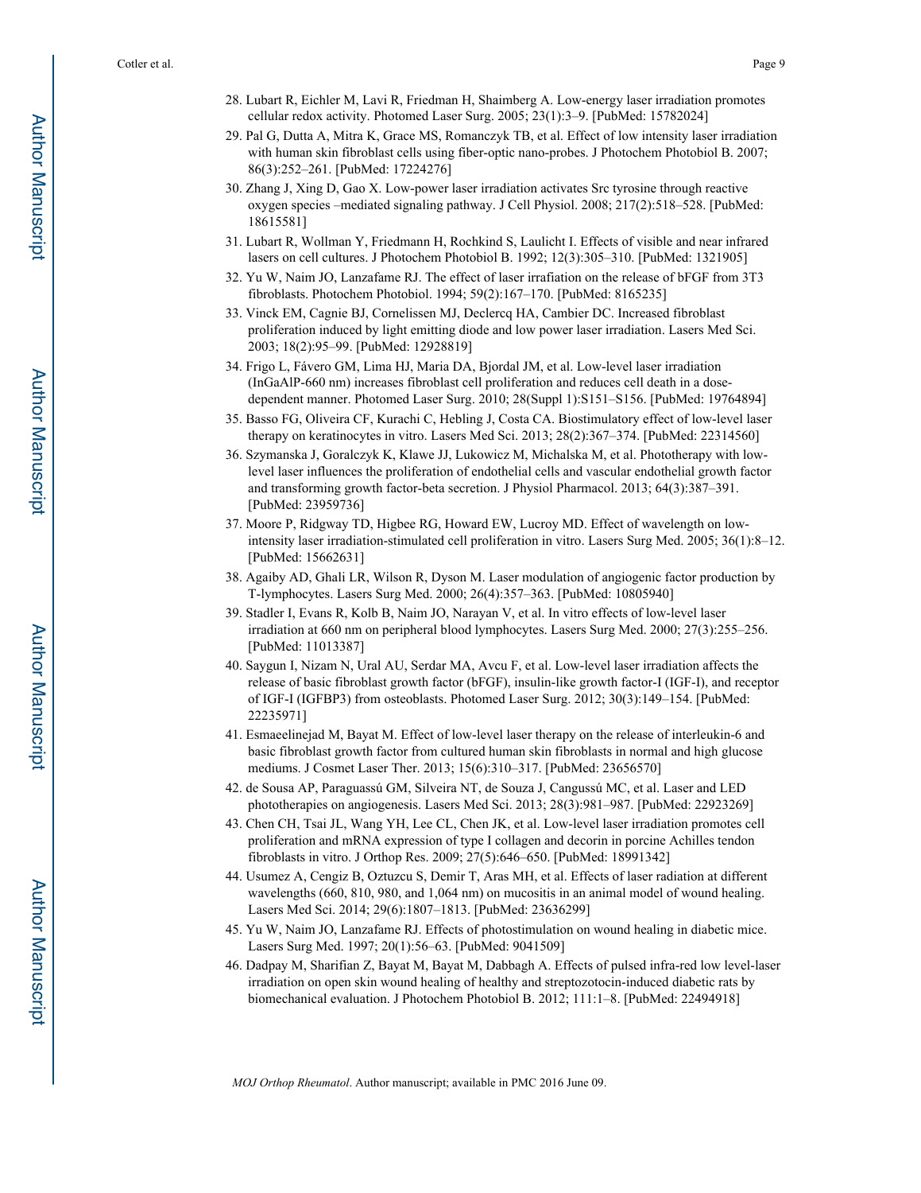28. Lubart R, Eichler M, Lavi R, Friedman H, Shaimberg A. Low-energy laser irradiation promotes cellular redox activity. Photomed Laser Surg. 2005; 23(1):3–9. [PubMed: 15782024]
29. Pal G, Dutta A, Mitra K, Grace MS, Romanczyk TB, et al. Effect of low intensity laser irradiation with human skin fibroblast cells using fiber-optic nano-probes. J Photochem Photobiol B. 2007; 86(3):252–261. [PubMed: 17224276]
30. Zhang J, Xing D, Gao X. Low-power laser irradiation activates Src tyrosine through reactive oxygen species –mediated signaling pathway. J Cell Physiol. 2008; 217(2):518–528. [PubMed: 18615581]
31. Lubart R, Wollman Y, Friedmann H, Rochkind S, Laulicht I. Effects of visible and near infrared lasers on cell cultures. J Photochem Photobiol B. 1992; 12(3):305–310. [PubMed: 1321905]
32. Yu W, Naim JO, Lanzafame RJ. The effect of laser irrafiation on the release of bFGF from 3T3 fibroblasts. Photochem Photobiol. 1994; 59(2):167–170. [PubMed: 8165235]
33. Vinck EM, Cagnie BJ, Cornelissen MJ, Declercq HA, Cambier DC. Increased fibroblast proliferation induced by light emitting diode and low power laser irradiation. Lasers Med Sci. 2003; 18(2):95–99. [PubMed: 12928819]
34. Frigo L, Fávero GM, Lima HJ, Maria DA, Bjordal JM, et al. Low-level laser irradiation (InGaAlP-660 nm) increases fibroblast cell proliferation and reduces cell death in a dose-dependent manner. Photomed Laser Surg. 2010; 28(Suppl 1):S151–S156. [PubMed: 19764894]
35. Basso FG, Oliveira CF, Kurachi C, Hebling J, Costa CA. Biostimulatory effect of low-level laser therapy on keratinocytes in vitro. Lasers Med Sci. 2013; 28(2):367–374. [PubMed: 22314560]
36. Szymanska J, Goralczyk K, Klawe JJ, Lukowicz M, Michalska M, et al. Phototherapy with low-level laser influences the proliferation of endothelial cells and vascular endothelial growth factor and transforming growth factor-beta secretion. J Physiol Pharmacol. 2013; 64(3):387–391. [PubMed: 23959736]
37. Moore P, Ridgway TD, Higbee RG, Howard EW, Lucroy MD. Effect of wavelength on low-intensity laser irradiation-stimulated cell proliferation in vitro. Lasers Surg Med. 2005; 36(1):8–12. [PubMed: 15662631]
38. Agaiby AD, Ghali LR, Wilson R, Dyson M. Laser modulation of angiogenic factor production by T-lymphocytes. Lasers Surg Med. 2000; 26(4):357–363. [PubMed: 10805940]
39. Stadler I, Evans R, Kolb B, Naim JO, Narayan V, et al. In vitro effects of low-level laser irradiation at 660 nm on peripheral blood lymphocytes. Lasers Surg Med. 2000; 27(3):255–256. [PubMed: 11013387]
40. Saygun I, Nizam N, Ural AU, Serdar MA, Avcu F, et al. Low-level laser irradiation affects the release of basic fibroblast growth factor (bFGF), insulin-like growth factor-I (IGF-I), and receptor of IGF-I (IGFBP3) from osteoblasts. Photomed Laser Surg. 2012; 30(3):149–154. [PubMed: 22235971]
41. Esmaeelinejad M, Bayat M. Effect of low-level laser therapy on the release of interleukin-6 and basic fibroblast growth factor from cultured human skin fibroblasts in normal and high glucose mediums. J Cosmet Laser Ther. 2013; 15(6):310–317. [PubMed: 23656570]
42. de Sousa AP, Paraguassú GM, Silveira NT, de Souza J, Cangussú MC, et al. Laser and LED phototherapies on angiogenesis. Lasers Med Sci. 2013; 28(3):981–987. [PubMed: 22923269]
43. Chen CH, Tsai JL, Wang YH, Lee CL, Chen JK, et al. Low-level laser irradiation promotes cell proliferation and mRNA expression of type I collagen and decorin in porcine Achilles tendon fibroblasts in vitro. J Orthop Res. 2009; 27(5):646–650. [PubMed: 18991342]
44. Usumez A, Cengiz B, Oztuzcu S, Demir T, Aras MH, et al. Effects of laser radiation at different wavelengths (660, 810, 980, and 1,064 nm) on mucositis in an animal model of wound healing. Lasers Med Sci. 2014; 29(6):1807–1813. [PubMed: 23636299]
45. Yu W, Naim JO, Lanzafame RJ. Effects of photostimulation on wound healing in diabetic mice. Lasers Surg Med. 1997; 20(1):56–63. [PubMed: 9041509]
46. Dadpay M, Sharifian Z, Bayat M, Bayat M, Dabbagh A. Effects of pulsed infra-red low level-laser irradiation on open skin wound healing of healthy and streptozotocin-induced diabetic rats by biomechanical evaluation. J Photochem Photobiol B. 2012; 111:1–8. [PubMed: 22494918]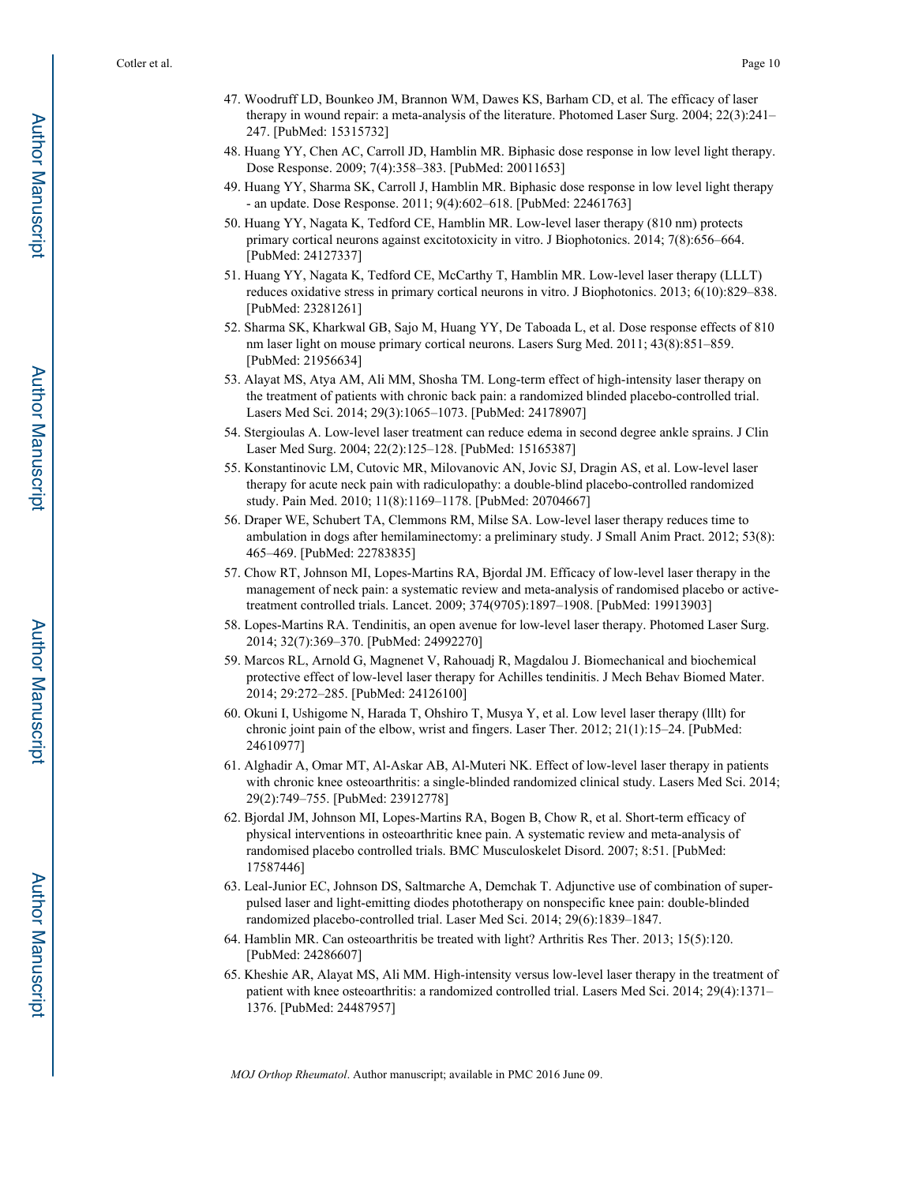47. Woodruff LD, Bounkeo JM, Brannon WM, Dawes KS, Barham CD, et al. The efficacy of laser therapy in wound repair: a meta-analysis of the literature. Photomed Laser Surg. 2004; 22(3):241–247. [PubMed: 15315732]
48. Huang YY, Chen AC, Carroll JD, Hamblin MR. Biphasic dose response in low level light therapy. Dose Response. 2009; 7(4):358–383. [PubMed: 20011653]
49. Huang YY, Sharma SK, Carroll J, Hamblin MR. Biphasic dose response in low level light therapy - an update. Dose Response. 2011; 9(4):602–618. [PubMed: 22461763]
50. Huang YY, Nagata K, Tedford CE, Hamblin MR. Low-level laser therapy (810 nm) protects primary cortical neurons against excitotoxicity in vitro. J Biophotonics. 2014; 7(8):656–664. [PubMed: 24127337]
51. Huang YY, Nagata K, Tedford CE, McCarthy T, Hamblin MR. Low-level laser therapy (LLLT) reduces oxidative stress in primary cortical neurons in vitro. J Biophotonics. 2013; 6(10):829–838. [PubMed: 23281261]
52. Sharma SK, Kharkwal GB, Sajo M, Huang YY, De Taboada L, et al. Dose response effects of 810 nm laser light on mouse primary cortical neurons. Lasers Surg Med. 2011; 43(8):851–859. [PubMed: 21956634]
53. Alayat MS, Atya AM, Ali MM, Shosha TM. Long-term effect of high-intensity laser therapy on the treatment of patients with chronic back pain: a randomized blinded placebo-controlled trial. Lasers Med Sci. 2014; 29(3):1065–1073. [PubMed: 24178907]
54. Stergioulas A. Low-level laser treatment can reduce edema in second degree ankle sprains. J Clin Laser Med Surg. 2004; 22(2):125–128. [PubMed: 15165387]
55. Konstantinovic LM, Cutovic MR, Milovanovic AN, Jovic SJ, Dragin AS, et al. Low-level laser therapy for acute neck pain with radiculopathy: a double-blind placebo-controlled randomized study. Pain Med. 2010; 11(8):1169–1178. [PubMed: 20704667]
56. Draper WE, Schubert TA, Clemmons RM, Milse SA. Low-level laser therapy reduces time to ambulation in dogs after hemilaminectomy: a preliminary study. J Small Anim Pract. 2012; 53(8): 465–469. [PubMed: 22783835]
57. Chow RT, Johnson MI, Lopes-Martins RA, Bjordal JM. Efficacy of low-level laser therapy in the management of neck pain: a systematic review and meta-analysis of randomised placebo or active-treatment controlled trials. Lancet. 2009; 374(9705):1897–1908. [PubMed: 19913903]
58. Lopes-Martins RA. Tendinitis, an open avenue for low-level laser therapy. Photomed Laser Surg. 2014; 32(7):369–370. [PubMed: 24992270]
59. Marcos RL, Arnold G, Magnenet V, Rahouadj R, Magdalou J. Biomechanical and biochemical protective effect of low-level laser therapy for Achilles tendinitis. J Mech Behav Biomed Mater. 2014; 29:272–285. [PubMed: 24126100]
60. Okuni I, Ushigome N, Harada T, Ohshiro T, Musya Y, et al. Low level laser therapy (lllt) for chronic joint pain of the elbow, wrist and fingers. Laser Ther. 2012; 21(1):15–24. [PubMed: 24610977]
61. Alghadir A, Omar MT, Al-Askar AB, Al-Muteri NK. Effect of low-level laser therapy in patients with chronic knee osteoarthritis: a single-blinded randomized clinical study. Lasers Med Sci. 2014; 29(2):749–755. [PubMed: 23912778]
62. Bjordal JM, Johnson MI, Lopes-Martins RA, Bogen B, Chow R, et al. Short-term efficacy of physical interventions in osteoarthritic knee pain. A systematic review and meta-analysis of randomised placebo controlled trials. BMC Musculoskelet Disord. 2007; 8:51. [PubMed: 17587446]
63. Leal-Junior EC, Johnson DS, Saltmarche A, Demchak T. Adjunctive use of combination of super-pulsed laser and light-emitting diodes phototherapy on nonspecific knee pain: double-blinded randomized placebo-controlled trial. Laser Med Sci. 2014; 29(6):1839–1847.
64. Hamblin MR. Can osteoarthritis be treated with light? Arthritis Res Ther. 2013; 15(5):120. [PubMed: 24286607]
65. Kheshie AR, Alayat MS, Ali MM. High-intensity versus low-level laser therapy in the treatment of patient with knee osteoarthritis: a randomized controlled trial. Lasers Med Sci. 2014; 29(4):1371–1376. [PubMed: 24487957]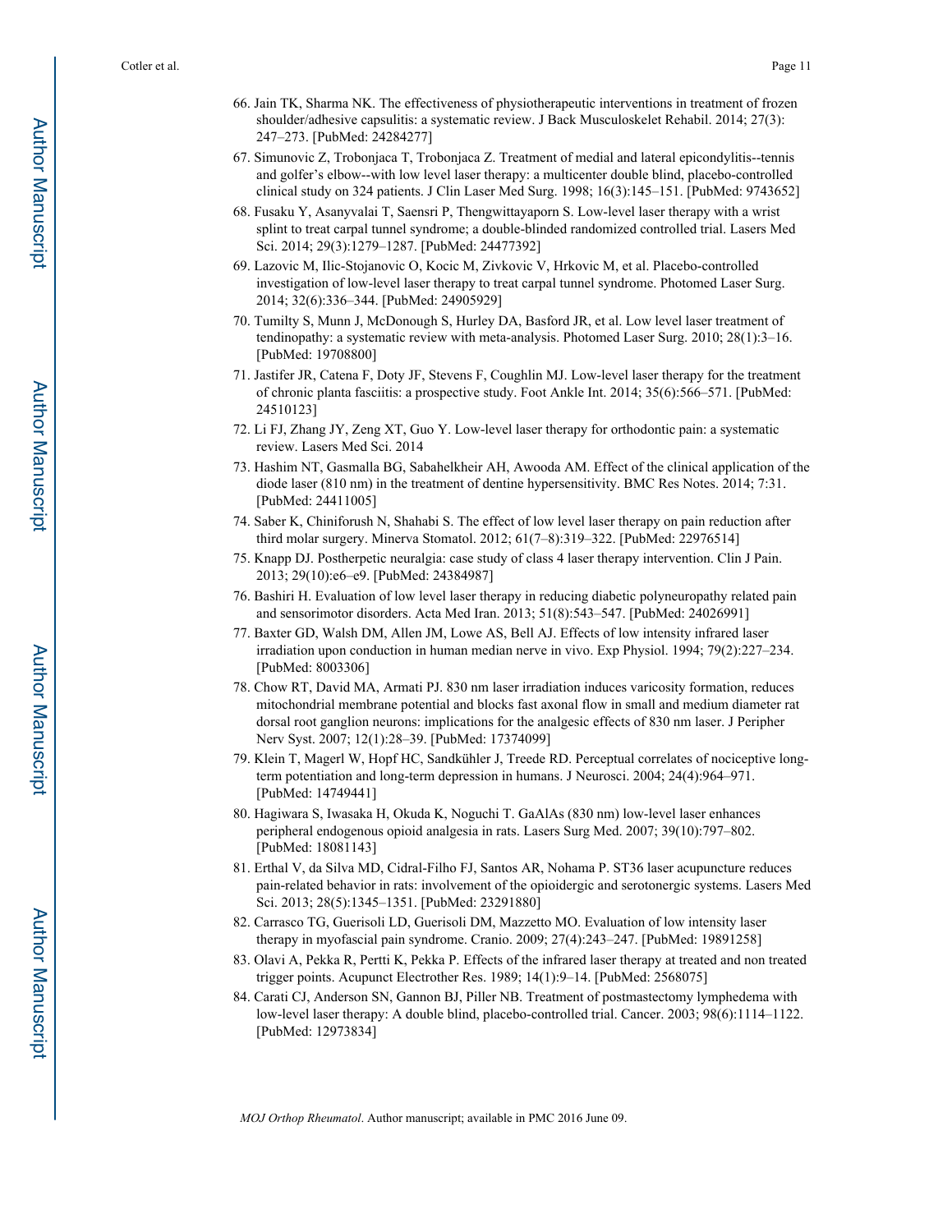66. Jain TK, Sharma NK. The effectiveness of physiotherapeutic interventions in treatment of frozen shoulder/adhesive capsulitis: a systematic review. J Back Musculoskelet Rehabil. 2014; 27(3): 247–273. [PubMed: 24284277]
67. Simunovic Z, Trobonjaca T, Trobonjaca Z. Treatment of medial and lateral epicondylitis--tennis and golfer's elbow--with low level laser therapy: a multicenter double blind, placebo-controlled clinical study on 324 patients. J Clin Laser Med Surg. 1998; 16(3):145–151. [PubMed: 9743652]
68. Fusaku Y, Asanyvalai T, Saensri P, Thengwittayaporn S. Low-level laser therapy with a wrist splint to treat carpal tunnel syndrome; a double-blinded randomized controlled trial. Lasers Med Sci. 2014; 29(3):1279–1287. [PubMed: 24477392]
69. Lazovic M, Ilic-Stojanovic O, Kocic M, Zivkovic V, Hrkovic M, et al. Placebo-controlled investigation of low-level laser therapy to treat carpal tunnel syndrome. Photomed Laser Surg. 2014; 32(6):336–344. [PubMed: 24905929]
70. Tumilty S, Munn J, McDonough S, Hurley DA, Basford JR, et al. Low level laser treatment of tendinopathy: a systematic review with meta-analysis. Photomed Laser Surg. 2010; 28(1):3–16. [PubMed: 19708800]
71. Jastifer JR, Catena F, Doty JF, Stevens F, Coughlin MJ. Low-level laser therapy for the treatment of chronic planta fasciitis: a prospective study. Foot Ankle Int. 2014; 35(6):566–571. [PubMed: 24510123]
72. Li FJ, Zhang JY, Zeng XT, Guo Y. Low-level laser therapy for orthodontic pain: a systematic review. Lasers Med Sci. 2014
73. Hashim NT, Gasmalla BG, Sabahelkheir AH, Awooda AM. Effect of the clinical application of the diode laser (810 nm) in the treatment of dentine hypersensitivity. BMC Res Notes. 2014; 7:31. [PubMed: 24411005]
74. Saber K, Chiniforush N, Shahabi S. The effect of low level laser therapy on pain reduction after third molar surgery. Minerva Stomatol. 2012; 61(7–8):319–322. [PubMed: 22976514]
75. Knapp DJ. Postherpetic neuralgia: case study of class 4 laser therapy intervention. Clin J Pain. 2013; 29(10):e6–e9. [PubMed: 24384987]
76. Bashiri H. Evaluation of low level laser therapy in reducing diabetic polyneuropathy related pain and sensorimotor disorders. Acta Med Iran. 2013; 51(8):543–547. [PubMed: 24026991]
77. Baxter GD, Walsh DM, Allen JM, Lowe AS, Bell AJ. Effects of low intensity infrared laser irradiation upon conduction in human median nerve in vivo. Exp Physiol. 1994; 79(2):227–234. [PubMed: 8003306]
78. Chow RT, David MA, Armati PJ. 830 nm laser irradiation induces varicosity formation, reduces mitochondrial membrane potential and blocks fast axonal flow in small and medium diameter rat dorsal root ganglion neurons: implications for the analgesic effects of 830 nm laser. J Peripher Nerv Syst. 2007; 12(1):28–39. [PubMed: 17374099]
79. Klein T, Magerl W, Hopf HC, Sandkühler J, Treede RD. Perceptual correlates of nociceptive long-term potentiation and long-term depression in humans. J Neurosci. 2004; 24(4):964–971. [PubMed: 14749441]
80. Hagiwara S, Iwasaka H, Okuda K, Noguchi T. GaAlAs (830 nm) low-level laser enhances peripheral endogenous opioid analgesia in rats. Lasers Surg Med. 2007; 39(10):797–802. [PubMed: 18081143]
81. Erthal V, da Silva MD, Cidral-Filho FJ, Santos AR, Nohama P. ST36 laser acupuncture reduces pain-related behavior in rats: involvement of the opioidergic and serotonergic systems. Lasers Med Sci. 2013; 28(5):1345–1351. [PubMed: 23291880]
82. Carrasco TG, Guerisoli LD, Guerisoli DM, Mazzetto MO. Evaluation of low intensity laser therapy in myofascial pain syndrome. Cranio. 2009; 27(4):243–247. [PubMed: 19891258]
83. Olavi A, Pekka R, Pertti K, Pekka P. Effects of the infrared laser therapy at treated and non treated trigger points. Acupunct Electrother Res. 1989; 14(1):9–14. [PubMed: 2568075]
84. Carati CJ, Anderson SN, Gannon BJ, Piller NB. Treatment of postmastectomy lymphedema with low-level laser therapy: A double blind, placebo-controlled trial. Cancer. 2003; 98(6):1114–1122. [PubMed: 12973834]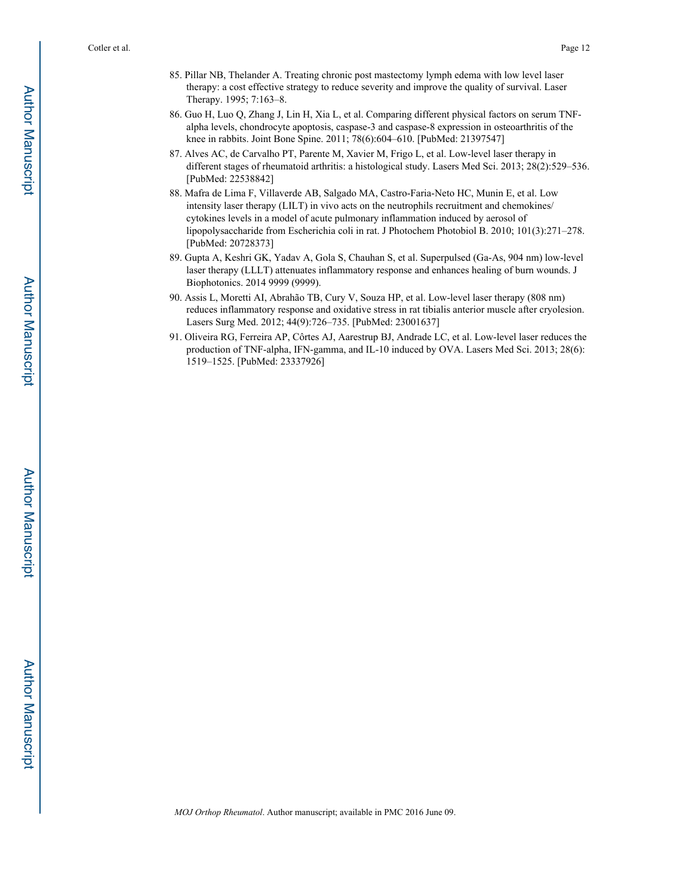85. Pillar NB, Thelander A. Treating chronic post mastectomy lymph edema with low level laser therapy: a cost effective strategy to reduce severity and improve the quality of survival. Laser Therapy. 1995; 7:163–8.
86. Guo H, Luo Q, Zhang J, Lin H, Xia L, et al. Comparing different physical factors on serum TNF-alpha levels, chondrocyte apoptosis, caspase-3 and caspase-8 expression in osteoarthritis of the knee in rabbits. Joint Bone Spine. 2011; 78(6):604–610. [PubMed: 21397547]
87. Alves AC, de Carvalho PT, Parente M, Xavier M, Frigo L, et al. Low-level laser therapy in different stages of rheumatoid arthritis: a histological study. Lasers Med Sci. 2013; 28(2):529–536. [PubMed: 22538842]
88. Mafra de Lima F, Villaverde AB, Salgado MA, Castro-Faria-Neto HC, Munin E, et al. Low intensity laser therapy (LILT) in vivo acts on the neutrophils recruitment and chemokines/ cytokines levels in a model of acute pulmonary inflammation induced by aerosol of lipopolysaccharide from Escherichia coli in rat. J Photochem Photobiol B. 2010; 101(3):271–278. [PubMed: 20728373]
89. Gupta A, Keshri GK, Yadav A, Gola S, Chauhan S, et al. Superpulsed (Ga-As, 904 nm) low-level laser therapy (LLLT) attenuates inflammatory response and enhances healing of burn wounds. J Biophotonics. 2014 9999 (9999).
90. Assis L, Moretti AI, Abrahão TB, Cury V, Souza HP, et al. Low-level laser therapy (808 nm) reduces inflammatory response and oxidative stress in rat tibialis anterior muscle after cryolesion. Lasers Surg Med. 2012; 44(9):726–735. [PubMed: 23001637]
91. Oliveira RG, Ferreira AP, Côrtes AJ, Aarestrup BJ, Andrade LC, et al. Low-level laser reduces the production of TNF-alpha, IFN-gamma, and IL-10 induced by OVA. Lasers Med Sci. 2013; 28(6): 1519–1525. [PubMed: 23337926]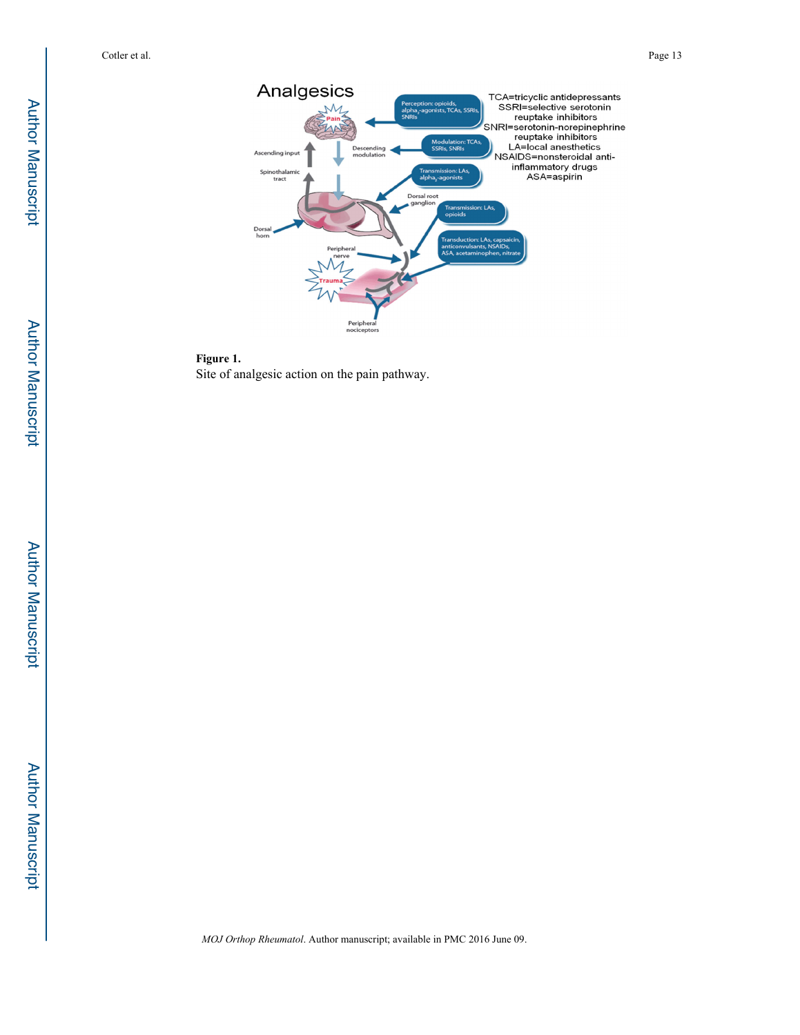**Figure 1.**

Site of analgesic action on the pain pathway.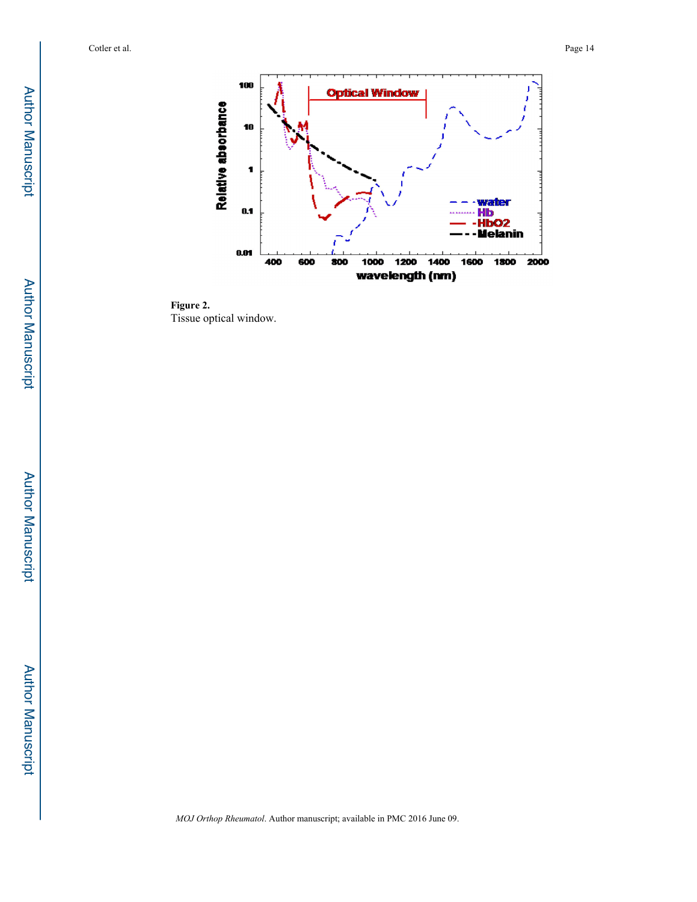**Figure 2.**

Tissue optical window.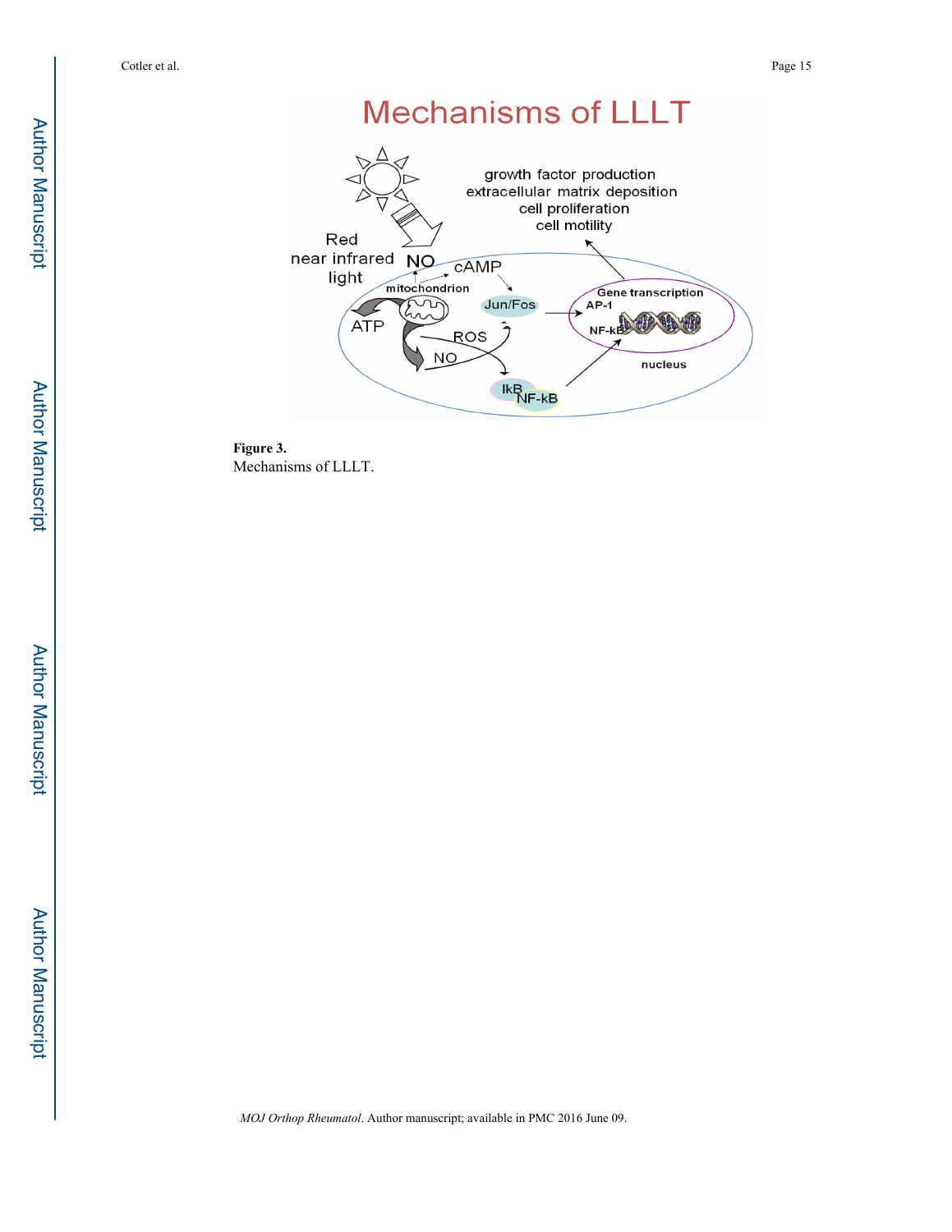**Figure 3.**

Mechanisms of LLLT.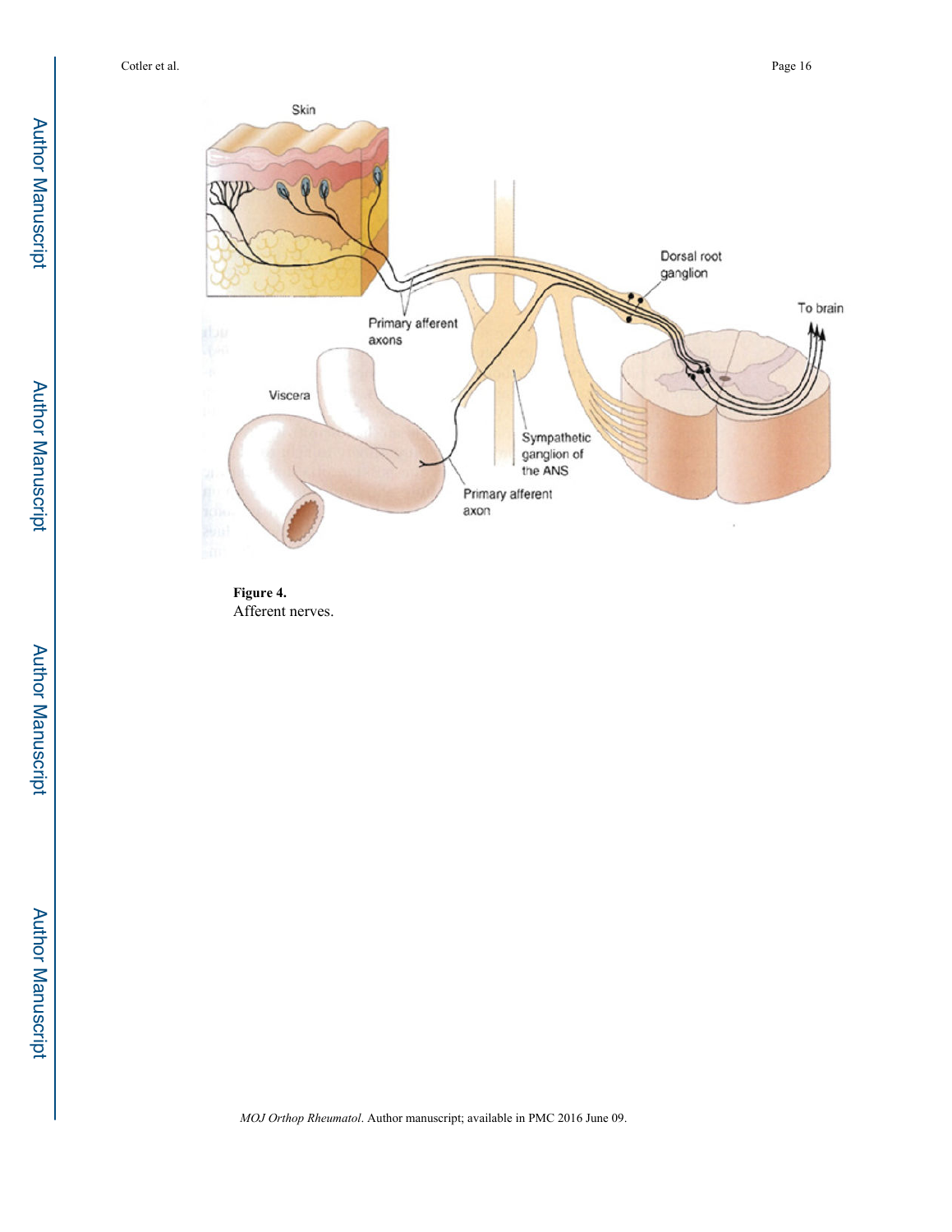Skin

Primary afferent axons

Dorsal root ganglion

To brain

Viscera

Sympathetic ganglion of the ANS

Primary afferent axon

**Figure 4.**
Afferent nerves.